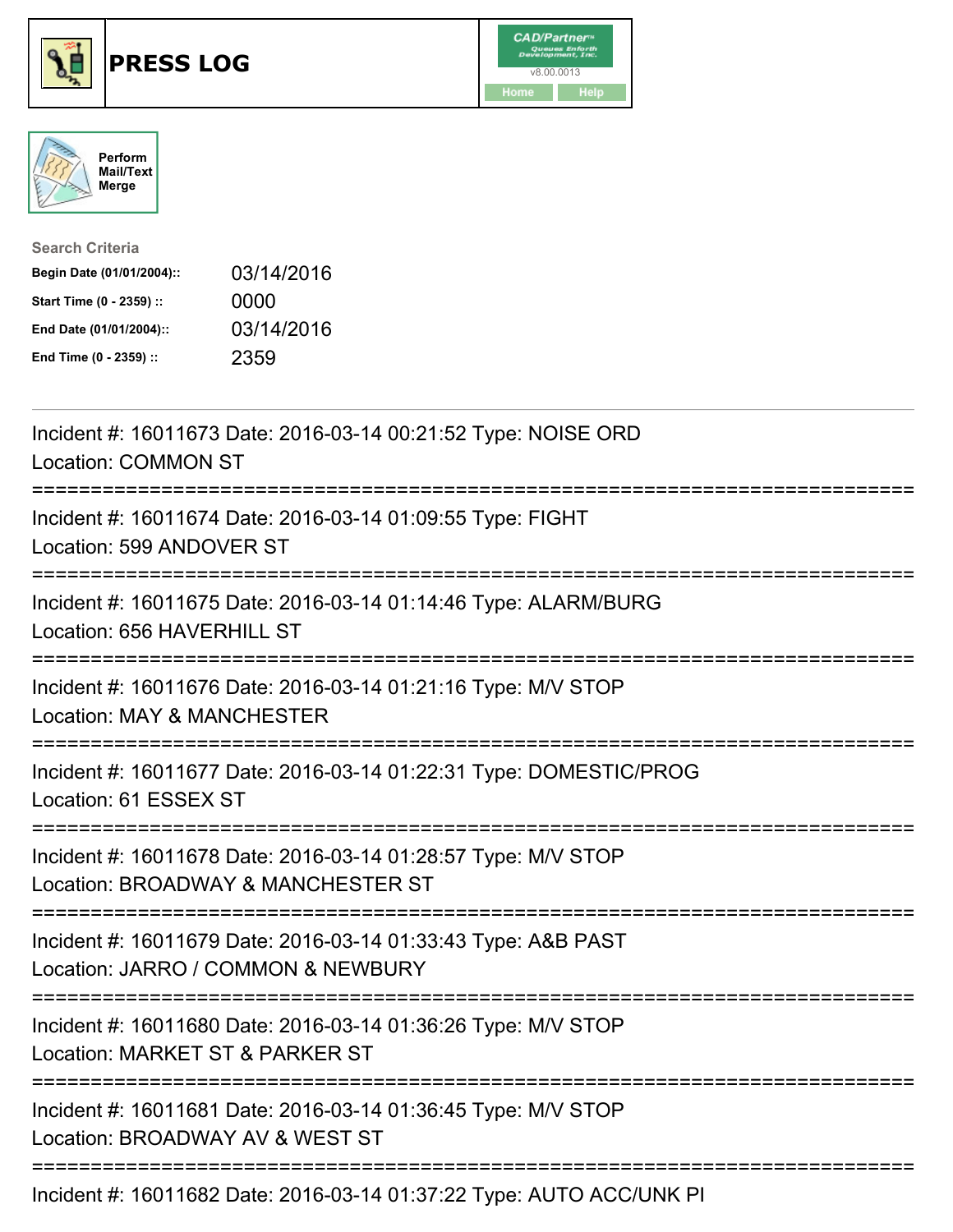# PRESS LOG

CAD/Partner™
v8.00.0013
Home Help

Perform Mail/Text Merge

**Search Criteria**

| | |
|---|---|
| **Begin Date (01/01/2004)::** | 03/14/2016 |
| **Start Time (0 - 2359) ::** | 0000 |
| **End Date (01/01/2004)::** | 03/14/2016 |
| **End Time (0 - 2359) ::** | 2359 |

---

Incident #: 16011673 Date: 2016-03-14 00:21:52 Type: NOISE ORD
Location: COMMON ST

===========================================================================

Incident #: 16011674 Date: 2016-03-14 01:09:55 Type: FIGHT
Location: 599 ANDOVER ST

===========================================================================

Incident #: 16011675 Date: 2016-03-14 01:14:46 Type: ALARM/BURG
Location: 656 HAVERHILL ST

===========================================================================

Incident #: 16011676 Date: 2016-03-14 01:21:16 Type: M/V STOP
Location: MAY & MANCHESTER

===========================================================================

Incident #: 16011677 Date: 2016-03-14 01:22:31 Type: DOMESTIC/PROG
Location: 61 ESSEX ST

===========================================================================

Incident #: 16011678 Date: 2016-03-14 01:28:57 Type: M/V STOP
Location: BROADWAY & MANCHESTER ST

===========================================================================

Incident #: 16011679 Date: 2016-03-14 01:33:43 Type: A&B PAST
Location: JARRO / COMMON & NEWBURY

===========================================================================

Incident #: 16011680 Date: 2016-03-14 01:36:26 Type: M/V STOP
Location: MARKET ST & PARKER ST

===========================================================================

Incident #: 16011681 Date: 2016-03-14 01:36:45 Type: M/V STOP
Location: BROADWAY AV & WEST ST

===========================================================================

Incident #: 16011682 Date: 2016-03-14 01:37:22 Type: AUTO ACC/UNK PI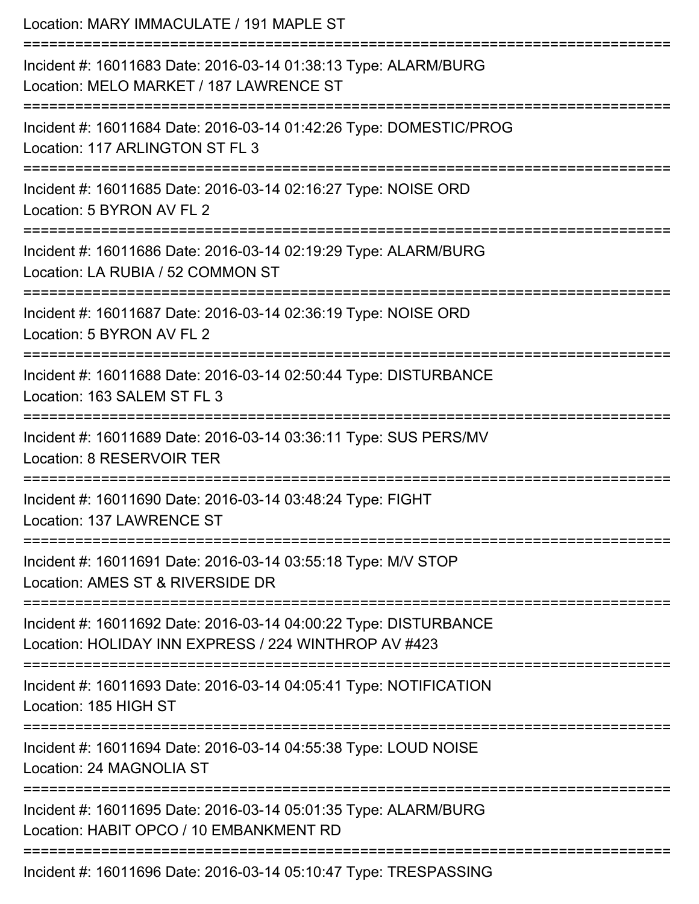Location: MARY IMMACULATE / 191 MAPLE ST

===========================================================================

Incident #: 16011683 Date: 2016-03-14 01:38:13 Type: ALARM/BURG
Location: MELO MARKET / 187 LAWRENCE ST

===========================================================================

Incident #: 16011684 Date: 2016-03-14 01:42:26 Type: DOMESTIC/PROG
Location: 117 ARLINGTON ST FL 3

===========================================================================

Incident #: 16011685 Date: 2016-03-14 02:16:27 Type: NOISE ORD
Location: 5 BYRON AV FL 2

===========================================================================

Incident #: 16011686 Date: 2016-03-14 02:19:29 Type: ALARM/BURG
Location: LA RUBIA / 52 COMMON ST

===========================================================================

Incident #: 16011687 Date: 2016-03-14 02:36:19 Type: NOISE ORD
Location: 5 BYRON AV FL 2

===========================================================================

Incident #: 16011688 Date: 2016-03-14 02:50:44 Type: DISTURBANCE
Location: 163 SALEM ST FL 3

===========================================================================

Incident #: 16011689 Date: 2016-03-14 03:36:11 Type: SUS PERS/MV
Location: 8 RESERVOIR TER

===========================================================================

Incident #: 16011690 Date: 2016-03-14 03:48:24 Type: FIGHT
Location: 137 LAWRENCE ST

===========================================================================

Incident #: 16011691 Date: 2016-03-14 03:55:18 Type: M/V STOP
Location: AMES ST & RIVERSIDE DR

===========================================================================

Incident #: 16011692 Date: 2016-03-14 04:00:22 Type: DISTURBANCE
Location: HOLIDAY INN EXPRESS / 224 WINTHROP AV #423

===========================================================================

Incident #: 16011693 Date: 2016-03-14 04:05:41 Type: NOTIFICATION
Location: 185 HIGH ST

===========================================================================

Incident #: 16011694 Date: 2016-03-14 04:55:38 Type: LOUD NOISE
Location: 24 MAGNOLIA ST

===========================================================================

Incident #: 16011695 Date: 2016-03-14 05:01:35 Type: ALARM/BURG
Location: HABIT OPCO / 10 EMBANKMENT RD

===========================================================================

Incident #: 16011696 Date: 2016-03-14 05:10:47 Type: TRESPASSING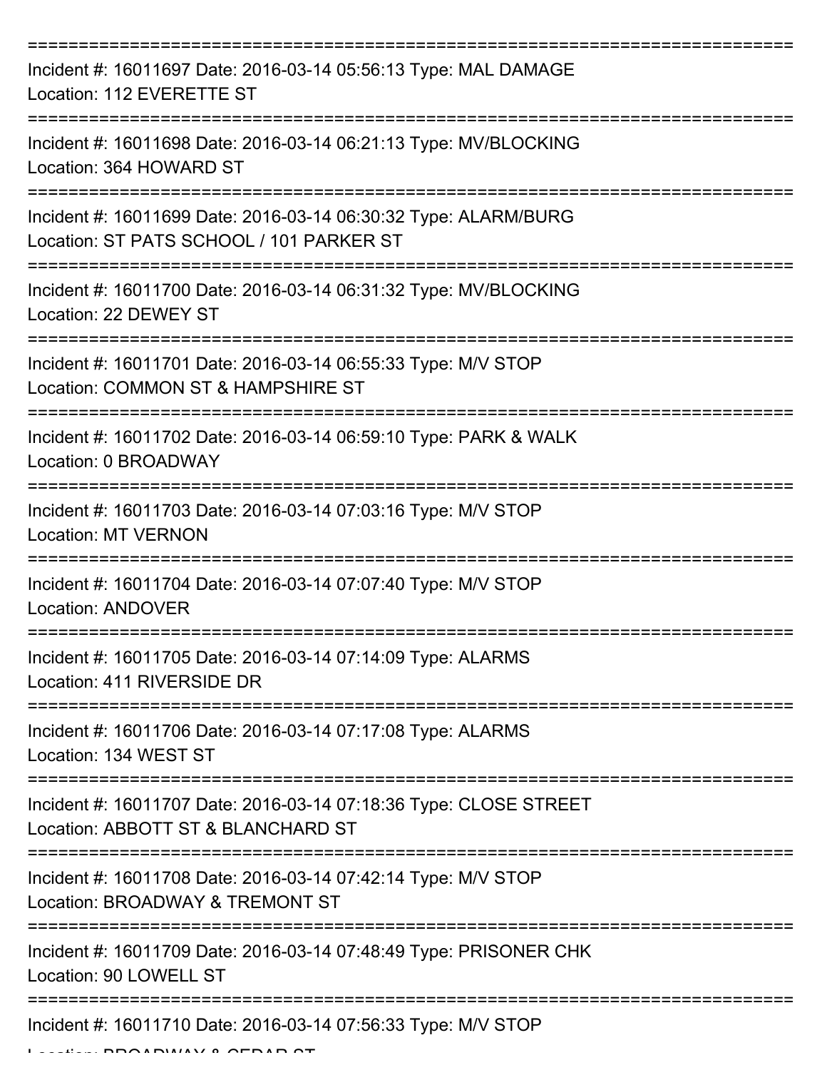Incident #: 16011697 Date: 2016-03-14 05:56:13 Type: MAL DAMAGE
Location: 112 EVERETTE ST

Incident #: 16011698 Date: 2016-03-14 06:21:13 Type: MV/BLOCKING
Location: 364 HOWARD ST

Incident #: 16011699 Date: 2016-03-14 06:30:32 Type: ALARM/BURG
Location: ST PATS SCHOOL / 101 PARKER ST

Incident #: 16011700 Date: 2016-03-14 06:31:32 Type: MV/BLOCKING
Location: 22 DEWEY ST

Incident #: 16011701 Date: 2016-03-14 06:55:33 Type: M/V STOP
Location: COMMON ST & HAMPSHIRE ST

Incident #: 16011702 Date: 2016-03-14 06:59:10 Type: PARK & WALK
Location: 0 BROADWAY

Incident #: 16011703 Date: 2016-03-14 07:03:16 Type: M/V STOP
Location: MT VERNON

Incident #: 16011704 Date: 2016-03-14 07:07:40 Type: M/V STOP
Location: ANDOVER

Incident #: 16011705 Date: 2016-03-14 07:14:09 Type: ALARMS
Location: 411 RIVERSIDE DR

Incident #: 16011706 Date: 2016-03-14 07:17:08 Type: ALARMS
Location: 134 WEST ST

Incident #: 16011707 Date: 2016-03-14 07:18:36 Type: CLOSE STREET
Location: ABBOTT ST & BLANCHARD ST

Incident #: 16011708 Date: 2016-03-14 07:42:14 Type: M/V STOP
Location: BROADWAY & TREMONT ST

Incident #: 16011709 Date: 2016-03-14 07:48:49 Type: PRISONER CHK
Location: 90 LOWELL ST

Incident #: 16011710 Date: 2016-03-14 07:56:33 Type: M/V STOP
Location: BROADWAY & CEDAR ST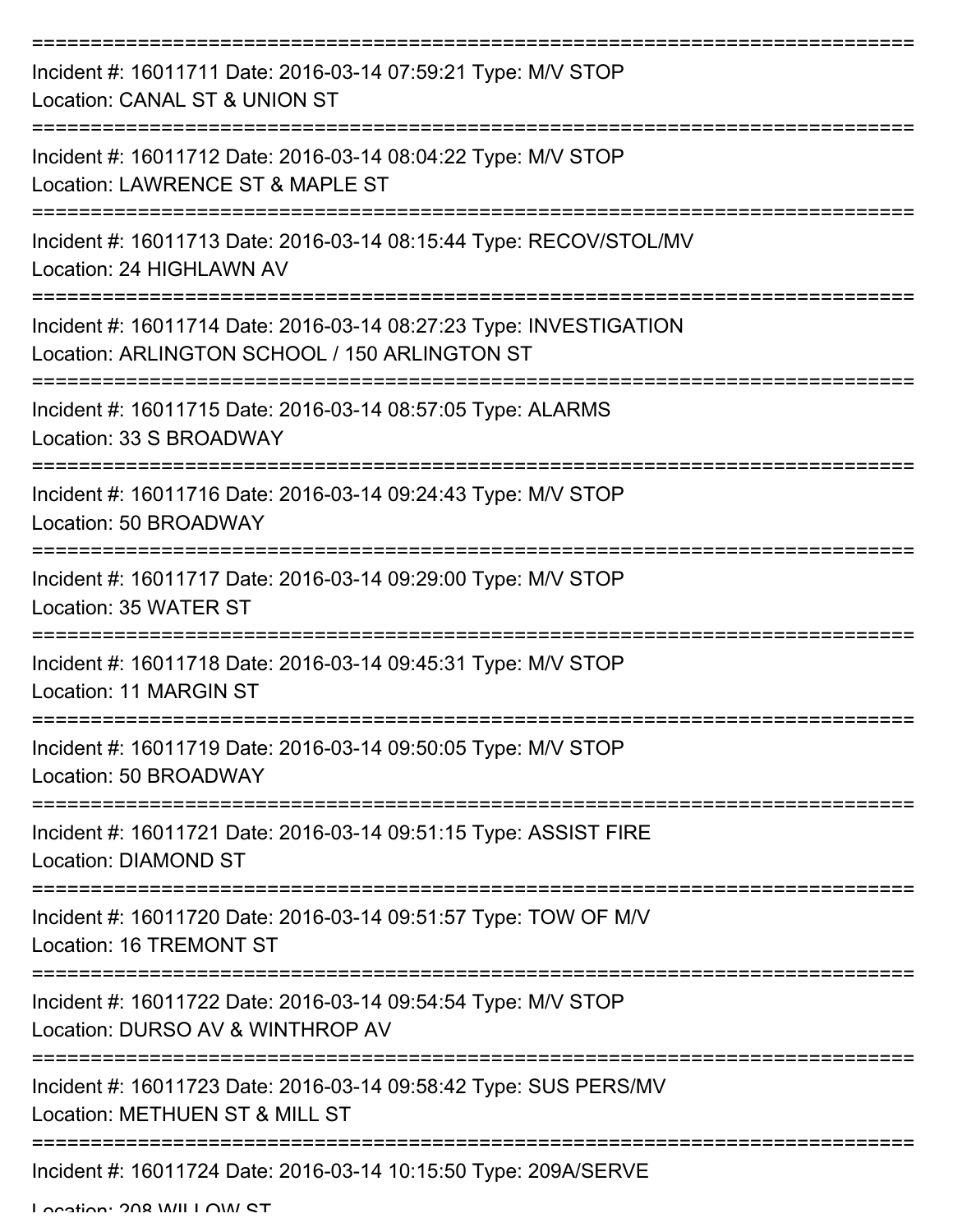===========================================================================

Incident #: 16011711 Date: 2016-03-14 07:59:21 Type: M/V STOP
Location: CANAL ST & UNION ST

===========================================================================

Incident #: 16011712 Date: 2016-03-14 08:04:22 Type: M/V STOP
Location: LAWRENCE ST & MAPLE ST

===========================================================================

Incident #: 16011713 Date: 2016-03-14 08:15:44 Type: RECOV/STOL/MV
Location: 24 HIGHLAWN AV

===========================================================================

Incident #: 16011714 Date: 2016-03-14 08:27:23 Type: INVESTIGATION
Location: ARLINGTON SCHOOL / 150 ARLINGTON ST

===========================================================================

Incident #: 16011715 Date: 2016-03-14 08:57:05 Type: ALARMS
Location: 33 S BROADWAY

===========================================================================

Incident #: 16011716 Date: 2016-03-14 09:24:43 Type: M/V STOP
Location: 50 BROADWAY

===========================================================================

Incident #: 16011717 Date: 2016-03-14 09:29:00 Type: M/V STOP
Location: 35 WATER ST

===========================================================================

Incident #: 16011718 Date: 2016-03-14 09:45:31 Type: M/V STOP
Location: 11 MARGIN ST

===========================================================================

Incident #: 16011719 Date: 2016-03-14 09:50:05 Type: M/V STOP
Location: 50 BROADWAY

===========================================================================

Incident #: 16011721 Date: 2016-03-14 09:51:15 Type: ASSIST FIRE
Location: DIAMOND ST

===========================================================================

Incident #: 16011720 Date: 2016-03-14 09:51:57 Type: TOW OF M/V
Location: 16 TREMONT ST

===========================================================================

Incident #: 16011722 Date: 2016-03-14 09:54:54 Type: M/V STOP
Location: DURSO AV & WINTHROP AV

===========================================================================

Incident #: 16011723 Date: 2016-03-14 09:58:42 Type: SUS PERS/MV
Location: METHUEN ST & MILL ST

===========================================================================

Incident #: 16011724 Date: 2016-03-14 10:15:50 Type: 209A/SERVE
Location: 208 WILLOW ST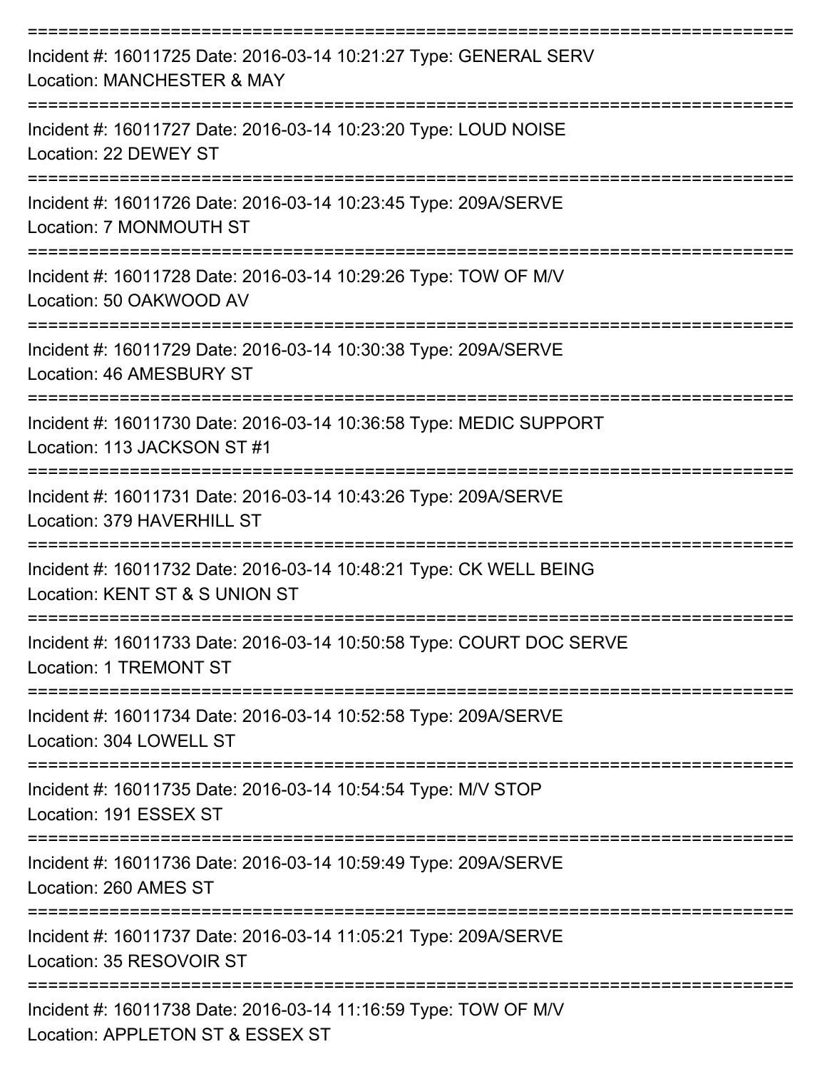===========================================================================

Incident #: 16011725 Date: 2016-03-14 10:21:27 Type: GENERAL SERV
Location: MANCHESTER & MAY

===========================================================================

Incident #: 16011727 Date: 2016-03-14 10:23:20 Type: LOUD NOISE
Location: 22 DEWEY ST

===========================================================================

Incident #: 16011726 Date: 2016-03-14 10:23:45 Type: 209A/SERVE
Location: 7 MONMOUTH ST

===========================================================================

Incident #: 16011728 Date: 2016-03-14 10:29:26 Type: TOW OF M/V
Location: 50 OAKWOOD AV

===========================================================================

Incident #: 16011729 Date: 2016-03-14 10:30:38 Type: 209A/SERVE
Location: 46 AMESBURY ST

===========================================================================

Incident #: 16011730 Date: 2016-03-14 10:36:58 Type: MEDIC SUPPORT
Location: 113 JACKSON ST #1

===========================================================================

Incident #: 16011731 Date: 2016-03-14 10:43:26 Type: 209A/SERVE
Location: 379 HAVERHILL ST

===========================================================================

Incident #: 16011732 Date: 2016-03-14 10:48:21 Type: CK WELL BEING
Location: KENT ST & S UNION ST

===========================================================================

Incident #: 16011733 Date: 2016-03-14 10:50:58 Type: COURT DOC SERVE
Location: 1 TREMONT ST

===========================================================================

Incident #: 16011734 Date: 2016-03-14 10:52:58 Type: 209A/SERVE
Location: 304 LOWELL ST

===========================================================================

Incident #: 16011735 Date: 2016-03-14 10:54:54 Type: M/V STOP
Location: 191 ESSEX ST

===========================================================================

Incident #: 16011736 Date: 2016-03-14 10:59:49 Type: 209A/SERVE
Location: 260 AMES ST

===========================================================================

Incident #: 16011737 Date: 2016-03-14 11:05:21 Type: 209A/SERVE
Location: 35 RESOVOIR ST

===========================================================================

Incident #: 16011738 Date: 2016-03-14 11:16:59 Type: TOW OF M/V
Location: APPLETON ST & ESSEX ST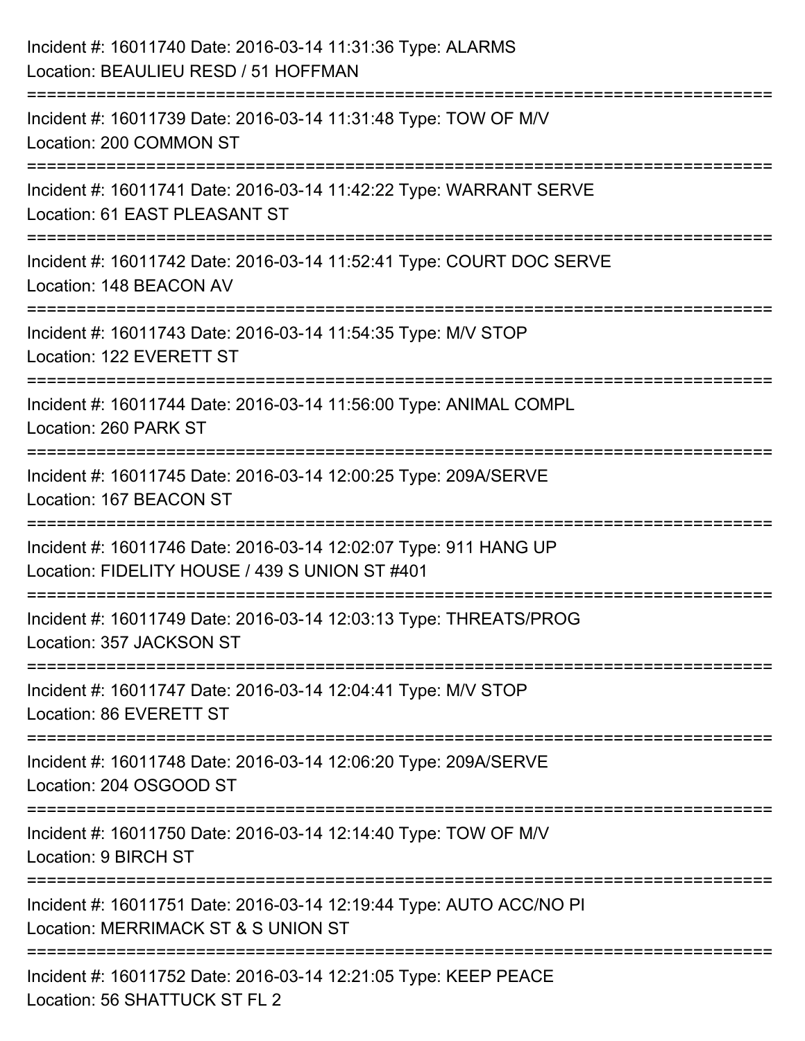Incident #: 16011740 Date: 2016-03-14 11:31:36 Type: ALARMS
Location: BEAULIEU RESD / 51 HOFFMAN

===========================================================================

Incident #: 16011739 Date: 2016-03-14 11:31:48 Type: TOW OF M/V
Location: 200 COMMON ST

===========================================================================

Incident #: 16011741 Date: 2016-03-14 11:42:22 Type: WARRANT SERVE
Location: 61 EAST PLEASANT ST

===========================================================================

Incident #: 16011742 Date: 2016-03-14 11:52:41 Type: COURT DOC SERVE
Location: 148 BEACON AV

===========================================================================

Incident #: 16011743 Date: 2016-03-14 11:54:35 Type: M/V STOP
Location: 122 EVERETT ST

===========================================================================

Incident #: 16011744 Date: 2016-03-14 11:56:00 Type: ANIMAL COMPL
Location: 260 PARK ST

===========================================================================

Incident #: 16011745 Date: 2016-03-14 12:00:25 Type: 209A/SERVE
Location: 167 BEACON ST

===========================================================================

Incident #: 16011746 Date: 2016-03-14 12:02:07 Type: 911 HANG UP
Location: FIDELITY HOUSE / 439 S UNION ST #401

===========================================================================

Incident #: 16011749 Date: 2016-03-14 12:03:13 Type: THREATS/PROG
Location: 357 JACKSON ST

===========================================================================

Incident #: 16011747 Date: 2016-03-14 12:04:41 Type: M/V STOP
Location: 86 EVERETT ST

===========================================================================

Incident #: 16011748 Date: 2016-03-14 12:06:20 Type: 209A/SERVE
Location: 204 OSGOOD ST

===========================================================================

Incident #: 16011750 Date: 2016-03-14 12:14:40 Type: TOW OF M/V
Location: 9 BIRCH ST

===========================================================================

Incident #: 16011751 Date: 2016-03-14 12:19:44 Type: AUTO ACC/NO PI
Location: MERRIMACK ST & S UNION ST

===========================================================================

Incident #: 16011752 Date: 2016-03-14 12:21:05 Type: KEEP PEACE
Location: 56 SHATTUCK ST FL 2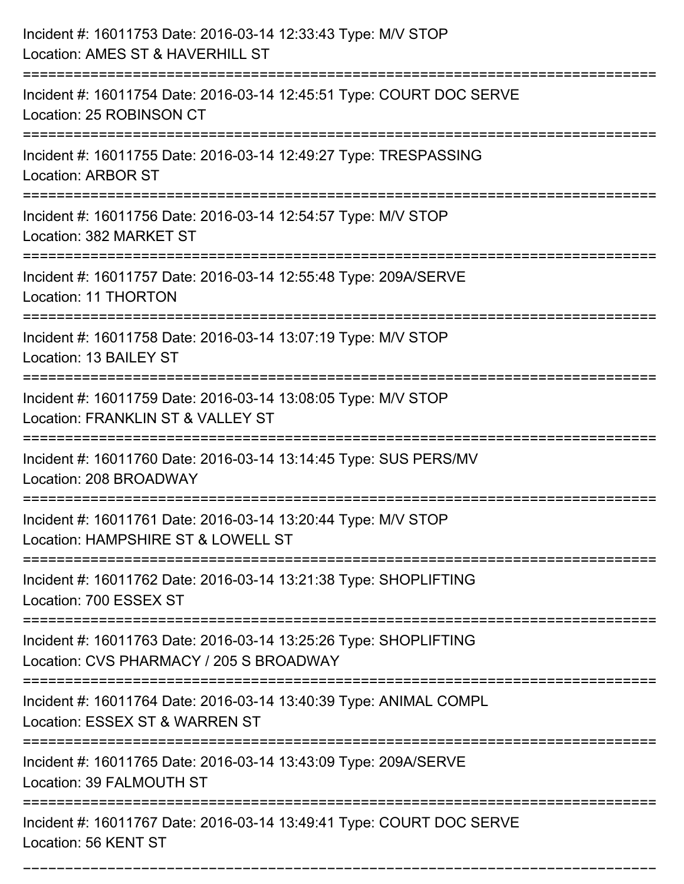Incident #: 16011753 Date: 2016-03-14 12:33:43 Type: M/V STOP
Location: AMES ST & HAVERHILL ST

===========================================================================

Incident #: 16011754 Date: 2016-03-14 12:45:51 Type: COURT DOC SERVE
Location: 25 ROBINSON CT

===========================================================================

Incident #: 16011755 Date: 2016-03-14 12:49:27 Type: TRESPASSING
Location: ARBOR ST

===========================================================================

Incident #: 16011756 Date: 2016-03-14 12:54:57 Type: M/V STOP
Location: 382 MARKET ST

===========================================================================

Incident #: 16011757 Date: 2016-03-14 12:55:48 Type: 209A/SERVE
Location: 11 THORTON

===========================================================================

Incident #: 16011758 Date: 2016-03-14 13:07:19 Type: M/V STOP
Location: 13 BAILEY ST

===========================================================================

Incident #: 16011759 Date: 2016-03-14 13:08:05 Type: M/V STOP
Location: FRANKLIN ST & VALLEY ST

===========================================================================

Incident #: 16011760 Date: 2016-03-14 13:14:45 Type: SUS PERS/MV
Location: 208 BROADWAY

===========================================================================

Incident #: 16011761 Date: 2016-03-14 13:20:44 Type: M/V STOP
Location: HAMPSHIRE ST & LOWELL ST

===========================================================================

Incident #: 16011762 Date: 2016-03-14 13:21:38 Type: SHOPLIFTING
Location: 700 ESSEX ST

===========================================================================

Incident #: 16011763 Date: 2016-03-14 13:25:26 Type: SHOPLIFTING
Location: CVS PHARMACY / 205 S BROADWAY

===========================================================================

Incident #: 16011764 Date: 2016-03-14 13:40:39 Type: ANIMAL COMPL
Location: ESSEX ST & WARREN ST

===========================================================================

Incident #: 16011765 Date: 2016-03-14 13:43:09 Type: 209A/SERVE
Location: 39 FALMOUTH ST

===========================================================================

Incident #: 16011767 Date: 2016-03-14 13:49:41 Type: COURT DOC SERVE
Location: 56 KENT ST

===========================================================================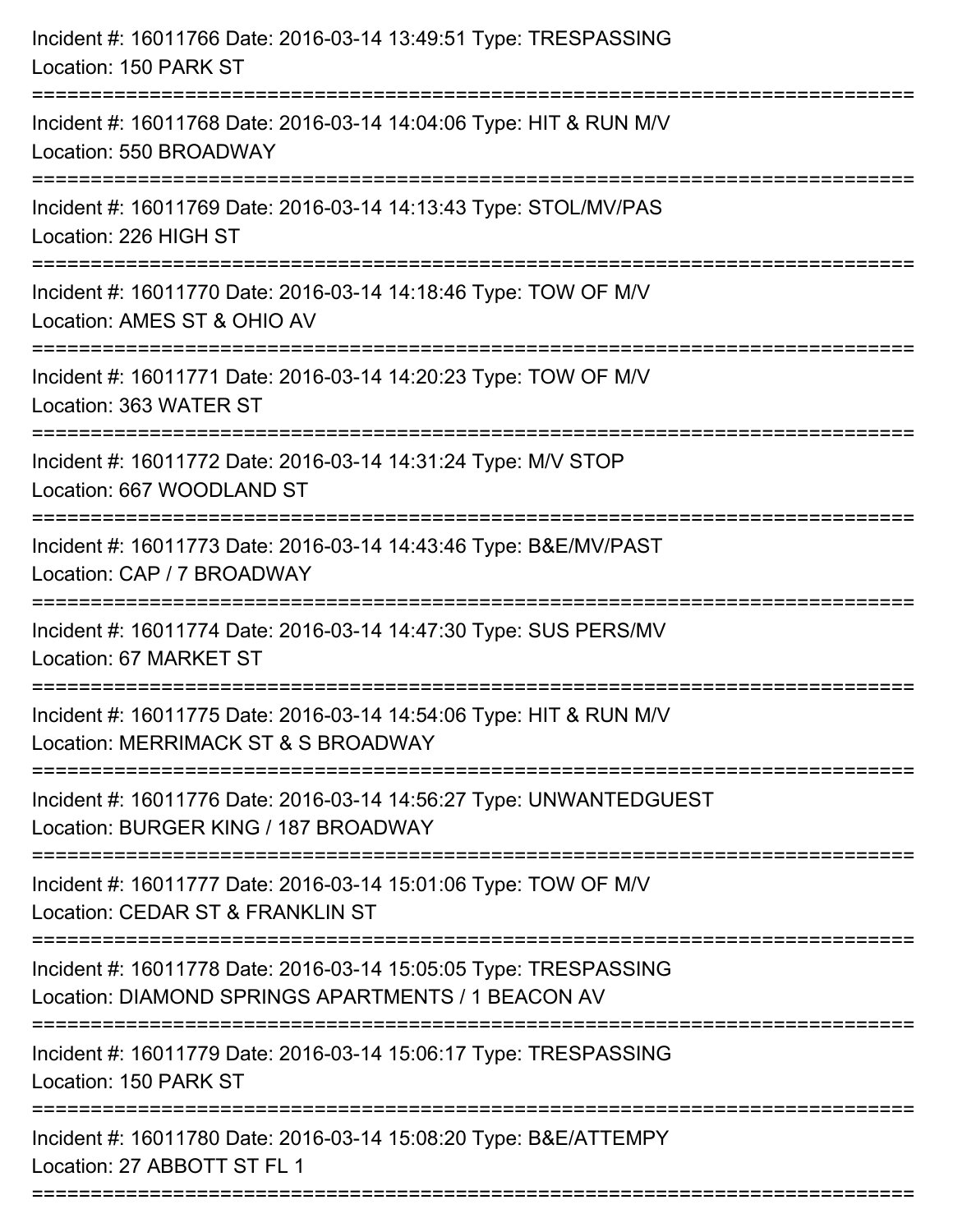Incident #: 16011766 Date: 2016-03-14 13:49:51 Type: TRESPASSING
Location: 150 PARK ST

===========================================================================

Incident #: 16011768 Date: 2016-03-14 14:04:06 Type: HIT & RUN M/V
Location: 550 BROADWAY

===========================================================================

Incident #: 16011769 Date: 2016-03-14 14:13:43 Type: STOL/MV/PAS
Location: 226 HIGH ST

===========================================================================

Incident #: 16011770 Date: 2016-03-14 14:18:46 Type: TOW OF M/V
Location: AMES ST & OHIO AV

===========================================================================

Incident #: 16011771 Date: 2016-03-14 14:20:23 Type: TOW OF M/V
Location: 363 WATER ST

===========================================================================

Incident #: 16011772 Date: 2016-03-14 14:31:24 Type: M/V STOP
Location: 667 WOODLAND ST

===========================================================================

Incident #: 16011773 Date: 2016-03-14 14:43:46 Type: B&E/MV/PAST
Location: CAP / 7 BROADWAY

===========================================================================

Incident #: 16011774 Date: 2016-03-14 14:47:30 Type: SUS PERS/MV
Location: 67 MARKET ST

===========================================================================

Incident #: 16011775 Date: 2016-03-14 14:54:06 Type: HIT & RUN M/V
Location: MERRIMACK ST & S BROADWAY

===========================================================================

Incident #: 16011776 Date: 2016-03-14 14:56:27 Type: UNWANTEDGUEST
Location: BURGER KING / 187 BROADWAY

===========================================================================

Incident #: 16011777 Date: 2016-03-14 15:01:06 Type: TOW OF M/V
Location: CEDAR ST & FRANKLIN ST

===========================================================================

Incident #: 16011778 Date: 2016-03-14 15:05:05 Type: TRESPASSING
Location: DIAMOND SPRINGS APARTMENTS / 1 BEACON AV

===========================================================================

Incident #: 16011779 Date: 2016-03-14 15:06:17 Type: TRESPASSING
Location: 150 PARK ST

===========================================================================

Incident #: 16011780 Date: 2016-03-14 15:08:20 Type: B&E/ATTEMPY
Location: 27 ABBOTT ST FL 1

===========================================================================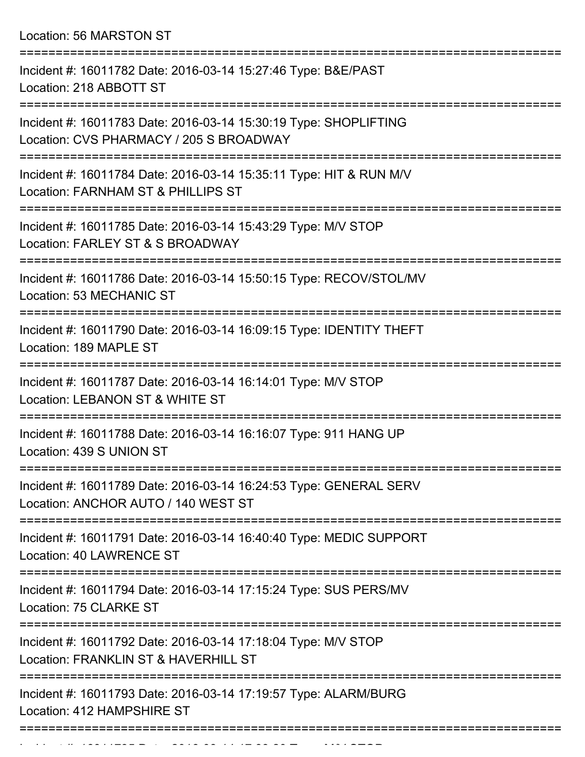Location: 56 MARSTON ST

===========================================================================

Incident #: 16011782 Date: 2016-03-14 15:27:46 Type: B&E/PAST
Location: 218 ABBOTT ST

===========================================================================

Incident #: 16011783 Date: 2016-03-14 15:30:19 Type: SHOPLIFTING
Location: CVS PHARMACY / 205 S BROADWAY

===========================================================================

Incident #: 16011784 Date: 2016-03-14 15:35:11 Type: HIT & RUN M/V
Location: FARNHAM ST & PHILLIPS ST

===========================================================================

Incident #: 16011785 Date: 2016-03-14 15:43:29 Type: M/V STOP
Location: FARLEY ST & S BROADWAY

===========================================================================

Incident #: 16011786 Date: 2016-03-14 15:50:15 Type: RECOV/STOL/MV
Location: 53 MECHANIC ST

===========================================================================

Incident #: 16011790 Date: 2016-03-14 16:09:15 Type: IDENTITY THEFT
Location: 189 MAPLE ST

===========================================================================

Incident #: 16011787 Date: 2016-03-14 16:14:01 Type: M/V STOP
Location: LEBANON ST & WHITE ST

===========================================================================

Incident #: 16011788 Date: 2016-03-14 16:16:07 Type: 911 HANG UP
Location: 439 S UNION ST

===========================================================================

Incident #: 16011789 Date: 2016-03-14 16:24:53 Type: GENERAL SERV
Location: ANCHOR AUTO / 140 WEST ST

===========================================================================

Incident #: 16011791 Date: 2016-03-14 16:40:40 Type: MEDIC SUPPORT
Location: 40 LAWRENCE ST

===========================================================================

Incident #: 16011794 Date: 2016-03-14 17:15:24 Type: SUS PERS/MV
Location: 75 CLARKE ST

===========================================================================

Incident #: 16011792 Date: 2016-03-14 17:18:04 Type: M/V STOP
Location: FRANKLIN ST & HAVERHILL ST

===========================================================================

Incident #: 16011793 Date: 2016-03-14 17:19:57 Type: ALARM/BURG
Location: 412 HAMPSHIRE ST

===========================================================================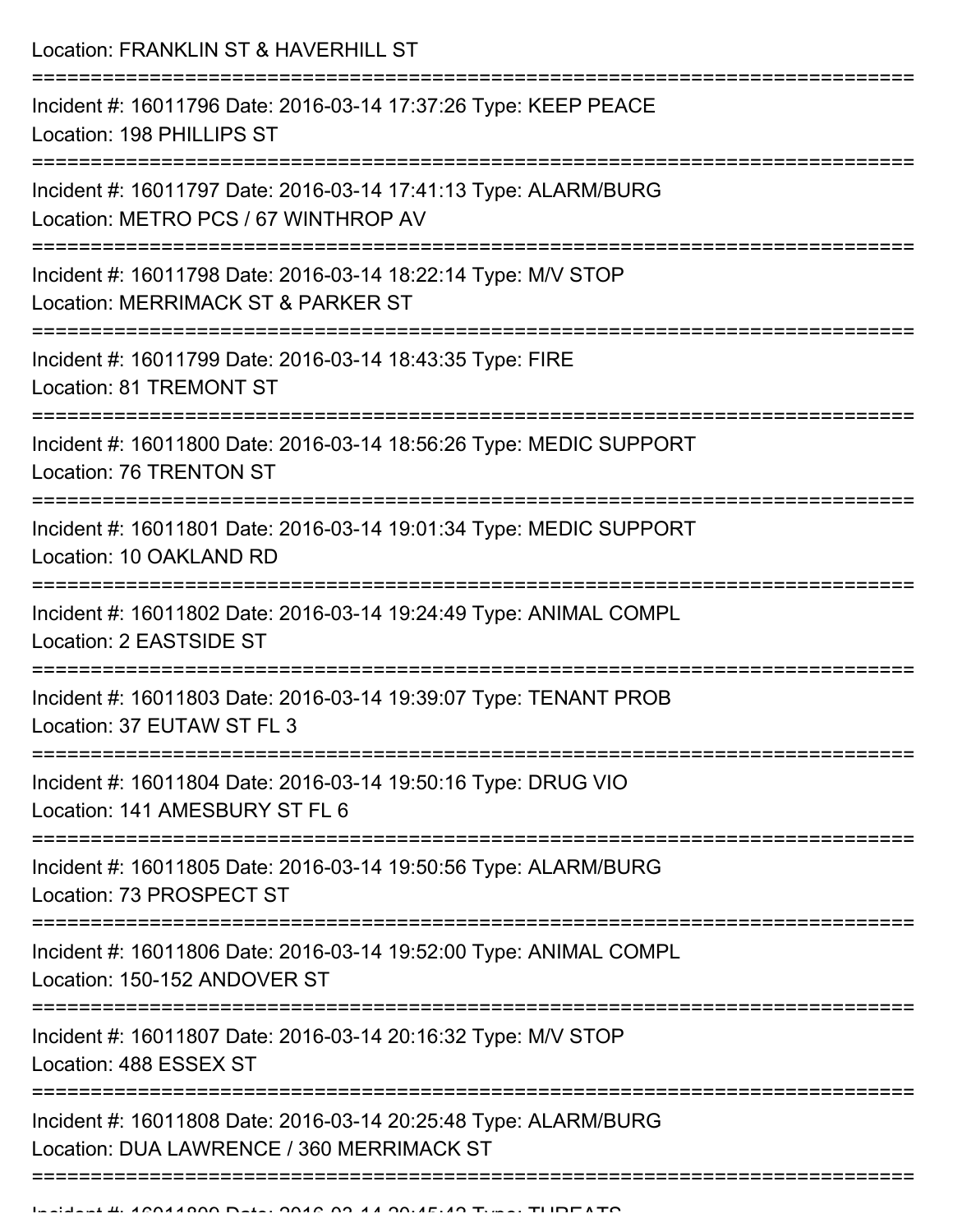Location: FRANKLIN ST & HAVERHILL ST

===========================================================================

Incident #: 16011796 Date: 2016-03-14 17:37:26 Type: KEEP PEACE
Location: 198 PHILLIPS ST

===========================================================================

Incident #: 16011797 Date: 2016-03-14 17:41:13 Type: ALARM/BURG
Location: METRO PCS / 67 WINTHROP AV

===========================================================================

Incident #: 16011798 Date: 2016-03-14 18:22:14 Type: M/V STOP
Location: MERRIMACK ST & PARKER ST

===========================================================================

Incident #: 16011799 Date: 2016-03-14 18:43:35 Type: FIRE
Location: 81 TREMONT ST

===========================================================================

Incident #: 16011800 Date: 2016-03-14 18:56:26 Type: MEDIC SUPPORT
Location: 76 TRENTON ST

===========================================================================

Incident #: 16011801 Date: 2016-03-14 19:01:34 Type: MEDIC SUPPORT
Location: 10 OAKLAND RD

===========================================================================

Incident #: 16011802 Date: 2016-03-14 19:24:49 Type: ANIMAL COMPL
Location: 2 EASTSIDE ST

===========================================================================

Incident #: 16011803 Date: 2016-03-14 19:39:07 Type: TENANT PROB
Location: 37 EUTAW ST FL 3

===========================================================================

Incident #: 16011804 Date: 2016-03-14 19:50:16 Type: DRUG VIO
Location: 141 AMESBURY ST FL 6

===========================================================================

Incident #: 16011805 Date: 2016-03-14 19:50:56 Type: ALARM/BURG
Location: 73 PROSPECT ST

===========================================================================

Incident #: 16011806 Date: 2016-03-14 19:52:00 Type: ANIMAL COMPL
Location: 150-152 ANDOVER ST

===========================================================================

Incident #: 16011807 Date: 2016-03-14 20:16:32 Type: M/V STOP
Location: 488 ESSEX ST

===========================================================================

Incident #: 16011808 Date: 2016-03-14 20:25:48 Type: ALARM/BURG
Location: DUA LAWRENCE / 360 MERRIMACK ST

===========================================================================

Incident #: 16011809 Date: 2016-03-14 20:45:42 Type: THREATS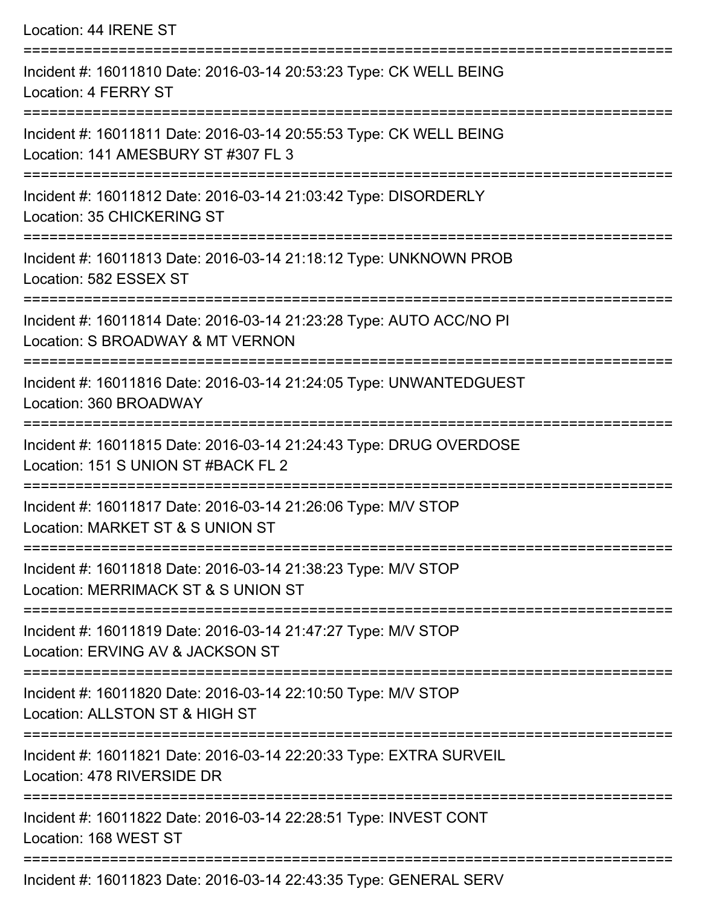Location: 44 IRENE ST

===========================================================================

Incident #: 16011810 Date: 2016-03-14 20:53:23 Type: CK WELL BEING
Location: 4 FERRY ST

===========================================================================

Incident #: 16011811 Date: 2016-03-14 20:55:53 Type: CK WELL BEING
Location: 141 AMESBURY ST #307 FL 3

===========================================================================

Incident #: 16011812 Date: 2016-03-14 21:03:42 Type: DISORDERLY
Location: 35 CHICKERING ST

===========================================================================

Incident #: 16011813 Date: 2016-03-14 21:18:12 Type: UNKNOWN PROB
Location: 582 ESSEX ST

===========================================================================

Incident #: 16011814 Date: 2016-03-14 21:23:28 Type: AUTO ACC/NO PI
Location: S BROADWAY & MT VERNON

===========================================================================

Incident #: 16011816 Date: 2016-03-14 21:24:05 Type: UNWANTEDGUEST
Location: 360 BROADWAY

===========================================================================

Incident #: 16011815 Date: 2016-03-14 21:24:43 Type: DRUG OVERDOSE
Location: 151 S UNION ST #BACK FL 2

===========================================================================

Incident #: 16011817 Date: 2016-03-14 21:26:06 Type: M/V STOP
Location: MARKET ST & S UNION ST

===========================================================================

Incident #: 16011818 Date: 2016-03-14 21:38:23 Type: M/V STOP
Location: MERRIMACK ST & S UNION ST

===========================================================================

Incident #: 16011819 Date: 2016-03-14 21:47:27 Type: M/V STOP
Location: ERVING AV & JACKSON ST

===========================================================================

Incident #: 16011820 Date: 2016-03-14 22:10:50 Type: M/V STOP
Location: ALLSTON ST & HIGH ST

===========================================================================

Incident #: 16011821 Date: 2016-03-14 22:20:33 Type: EXTRA SURVEIL
Location: 478 RIVERSIDE DR

===========================================================================

Incident #: 16011822 Date: 2016-03-14 22:28:51 Type: INVEST CONT
Location: 168 WEST ST

===========================================================================

Incident #: 16011823 Date: 2016-03-14 22:43:35 Type: GENERAL SERV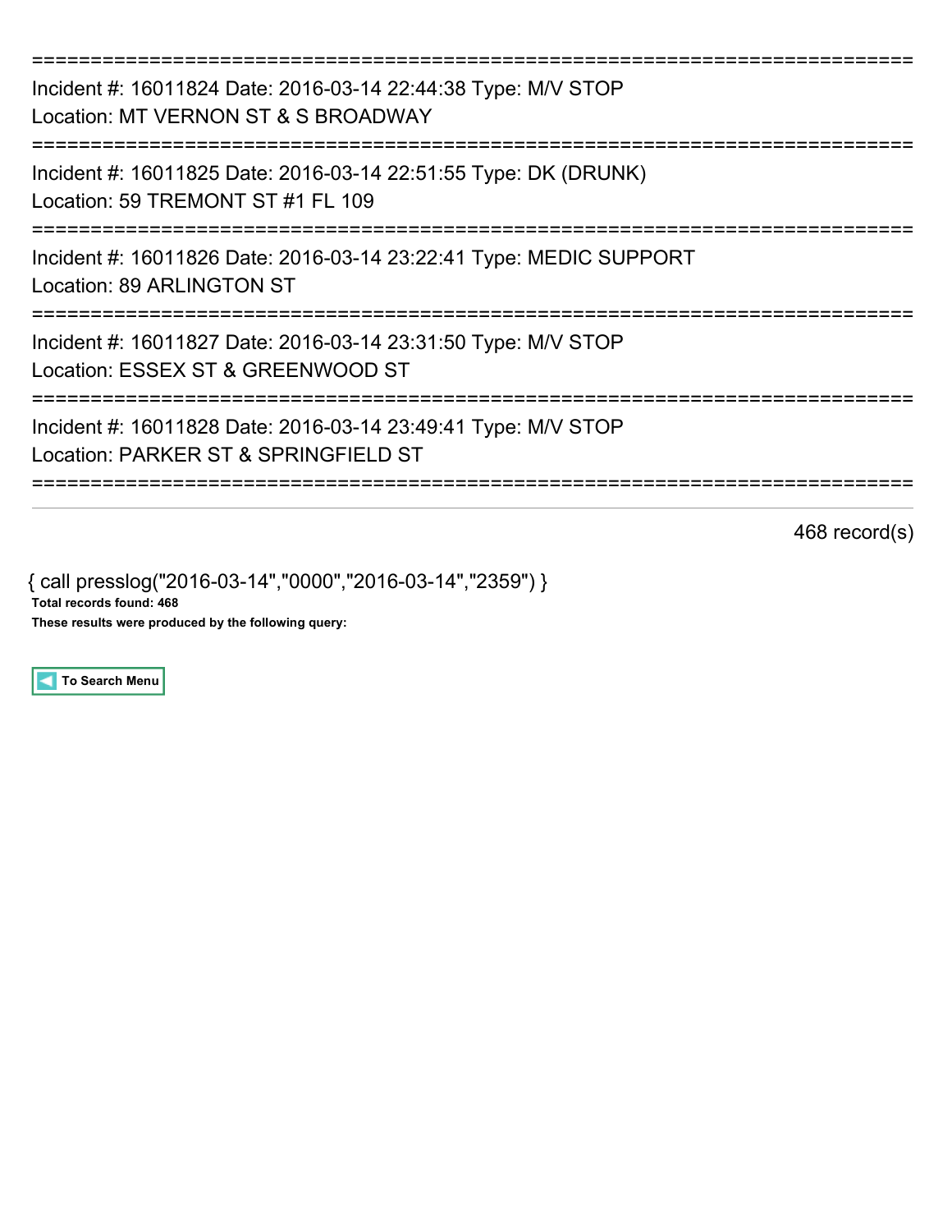===========================================================================
Incident #: 16011824 Date: 2016-03-14 22:44:38 Type: M/V STOP
Location: MT VERNON ST & S BROADWAY
===========================================================================
Incident #: 16011825 Date: 2016-03-14 22:51:55 Type: DK (DRUNK)
Location: 59 TREMONT ST #1 FL 109
===========================================================================
Incident #: 16011826 Date: 2016-03-14 23:22:41 Type: MEDIC SUPPORT
Location: 89 ARLINGTON ST
===========================================================================
Incident #: 16011827 Date: 2016-03-14 23:31:50 Type: M/V STOP
Location: ESSEX ST & GREENWOOD ST
===========================================================================
Incident #: 16011828 Date: 2016-03-14 23:49:41 Type: M/V STOP
Location: PARKER ST & SPRINGFIELD ST
===========================================================================

468 record(s)

{ call presslog("2016-03-14","0000","2016-03-14","2359") }

**Total records found: 468**

**These results were produced by the following query:**

To Search Menu